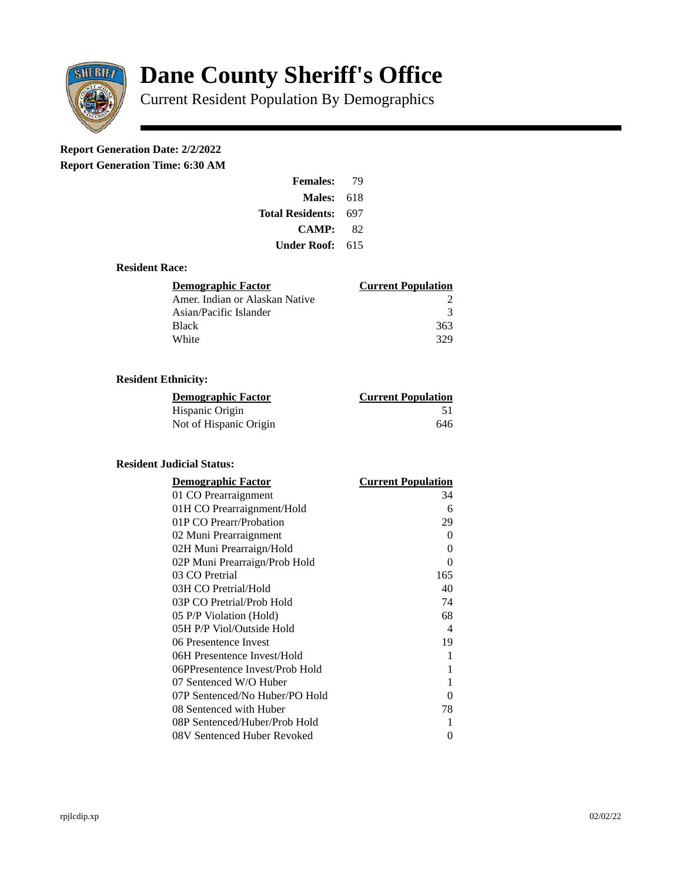# Dane County Sheriff's Office

## Current Resident Population By Demographics

**Report Generation Date: 2/2/2022**
**Report Generation Time: 6:30 AM**

| | |
|---|---|
| **Females:** | 79 |
| **Males:** | 618 |
| **Total Residents:** | 697 |
| **CAMP:** | 82 |
| **Under Roof:** | 615 |

### Resident Race:

| Demographic Factor | Current Population |
|---|---|
| Amer. Indian or Alaskan Native | 2 |
| Asian/Pacific Islander | 3 |
| Black | 363 |
| White | 329 |

### Resident Ethnicity:

| Demographic Factor | Current Population |
|---|---|
| Hispanic Origin | 51 |
| Not of Hispanic Origin | 646 |

### Resident Judicial Status:

| Demographic Factor | Current Population |
|---|---|
| 01 CO Prearraignment | 34 |
| 01H CO Prearraignment/Hold | 6 |
| 01P CO Prearr/Probation | 29 |
| 02 Muni Prearraignment | 0 |
| 02H Muni Prearraign/Hold | 0 |
| 02P Muni Prearraign/Prob Hold | 0 |
| 03 CO Pretrial | 165 |
| 03H CO Pretrial/Hold | 40 |
| 03P CO Pretrial/Prob Hold | 74 |
| 05 P/P Violation (Hold) | 68 |
| 05H P/P Viol/Outside Hold | 4 |
| 06 Presentence Invest | 19 |
| 06H Presentence Invest/Hold | 1 |
| 06PPresentence Invest/Prob Hold | 1 |
| 07 Sentenced W/O Huber | 1 |
| 07P Sentenced/No Huber/PO Hold | 0 |
| 08 Sentenced with Huber | 78 |
| 08P Sentenced/Huber/Prob Hold | 1 |
| 08V Sentenced Huber Revoked | 0 |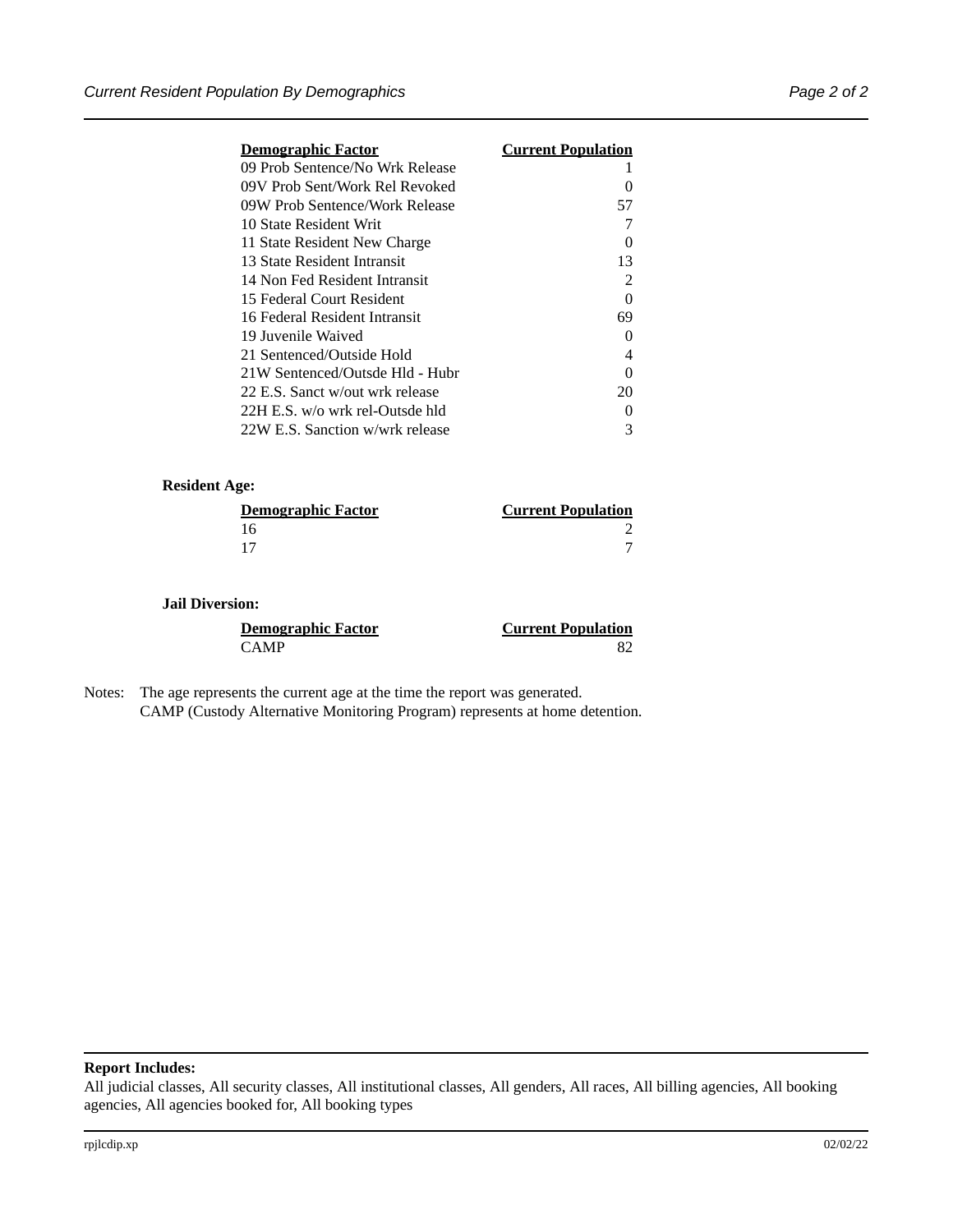| Demographic Factor | Current Population |
|---|---|
| 09 Prob Sentence/No Wrk Release | 1 |
| 09V Prob Sent/Work Rel Revoked | 0 |
| 09W Prob Sentence/Work Release | 57 |
| 10 State Resident Writ | 7 |
| 11 State Resident New Charge | 0 |
| 13 State Resident Intransit | 13 |
| 14 Non Fed Resident Intransit | 2 |
| 15 Federal Court Resident | 0 |
| 16 Federal Resident Intransit | 69 |
| 19 Juvenile Waived | 0 |
| 21 Sentenced/Outside Hold | 4 |
| 21W Sentenced/Outsde Hld - Hubr | 0 |
| 22 E.S. Sanct w/out wrk release | 20 |
| 22H E.S. w/o wrk rel-Outsde hld | 0 |
| 22W E.S. Sanction w/wrk release | 3 |

**Resident Age:**

| Demographic Factor | Current Population |
|---|---|
| 16 | 2 |
| 17 | 7 |

**Jail Diversion:**

| Demographic Factor | Current Population |
|---|---|
| CAMP | 82 |

Notes: The age represents the current age at the time the report was generated.
CAMP (Custody Alternative Monitoring Program) represents at home detention.

**Report Includes:**

All judicial classes, All security classes, All institutional classes, All genders, All races, All billing agencies, All booking agencies, All agencies booked for, All booking types

rpjlcdip.xp 02/02/22